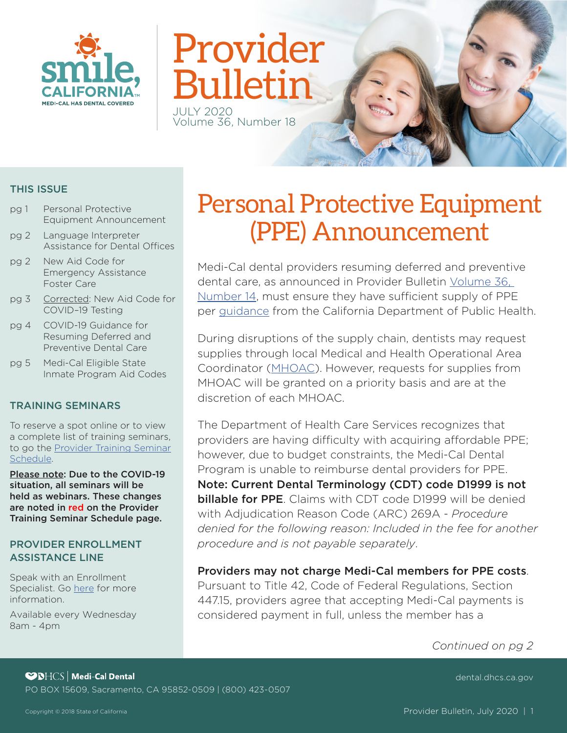# Provider Bulletin

JULY 2020
Volume 36, Number 18

## THIS ISSUE

- pg 1 Personal Protective Equipment Announcement
- pg 2 Language Interpreter Assistance for Dental Offices
- pg 2 New Aid Code for Emergency Assistance Foster Care
- pg 3 Corrected: New Aid Code for COVID–19 Testing
- pg 4 COVID-19 Guidance for Resuming Deferred and Preventive Dental Care
- pg 5 Medi-Cal Eligible State Inmate Program Aid Codes

## TRAINING SEMINARS

To reserve a spot online or to view a complete list of training seminars, to go the Provider Training Seminar Schedule.

**Please note: Due to the COVID-19 situation, all seminars will be held as webinars. These changes are noted in red on the Provider Training Seminar Schedule page.**

## PROVIDER ENROLLMENT ASSISTANCE LINE

Speak with an Enrollment Specialist. Go here for more information.

Available every Wednesday
8am - 4pm

# Personal Protective Equipment (PPE) Announcement

Medi-Cal dental providers resuming deferred and preventive dental care, as announced in Provider Bulletin Volume 36, Number 14, must ensure they have sufficient supply of PPE per guidance from the California Department of Public Health.

During disruptions of the supply chain, dentists may request supplies through local Medical and Health Operational Area Coordinator (MHOAC). However, requests for supplies from MHOAC will be granted on a priority basis and are at the discretion of each MHOAC.

The Department of Health Care Services recognizes that providers are having difficulty with acquiring affordable PPE; however, due to budget constraints, the Medi-Cal Dental Program is unable to reimburse dental providers for PPE. **Note: Current Dental Terminology (CDT) code D1999 is not billable for PPE**. Claims with CDT code D1999 will be denied with Adjudication Reason Code (ARC) 269A - *Procedure denied for the following reason: Included in the fee for another procedure and is not payable separately*.

**Providers may not charge Medi-Cal members for PPE costs**. Pursuant to Title 42, Code of Federal Regulations, Section 447.15, providers agree that accepting Medi-Cal payments is considered payment in full, unless the member has a

*Continued on pg 2*

DHCS | Medi-Cal Dental
PO BOX 15609, Sacramento, CA 95852-0509 | (800) 423-0507

dental.dhcs.ca.gov

Copyright © 2018 State of California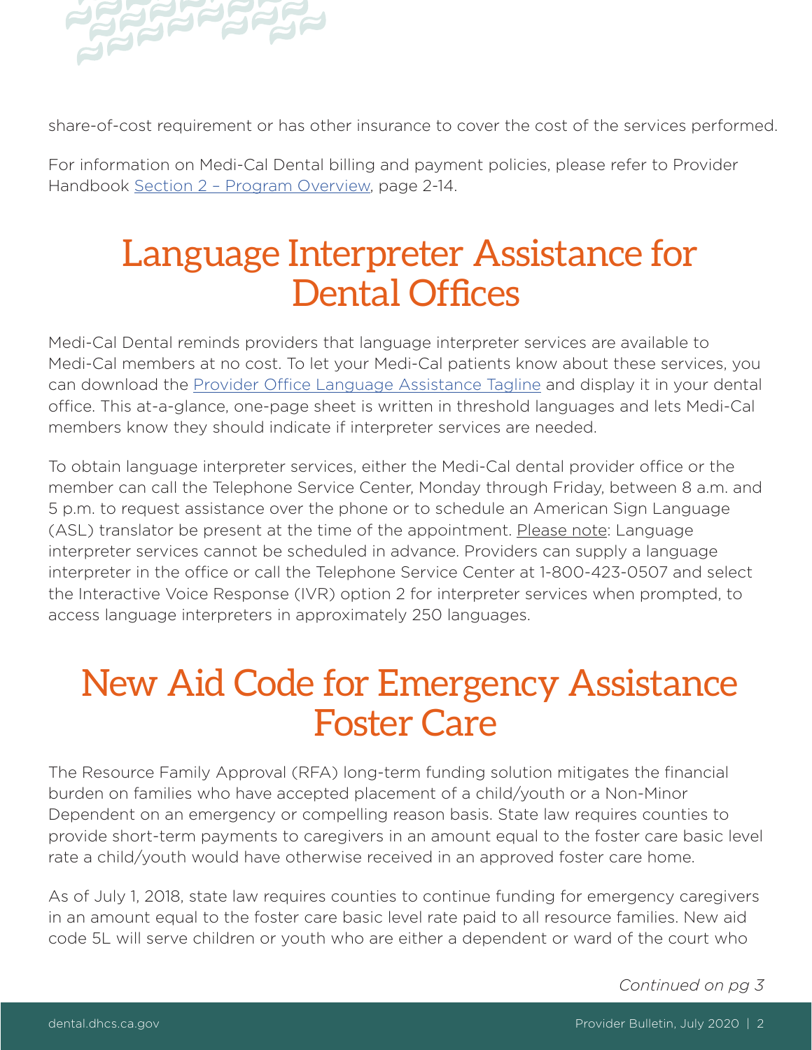share-of-cost requirement or has other insurance to cover the cost of the services performed.

For information on Medi-Cal Dental billing and payment policies, please refer to Provider Handbook Section 2 – Program Overview, page 2-14.

# Language Interpreter Assistance for Dental Offices

Medi-Cal Dental reminds providers that language interpreter services are available to Medi-Cal members at no cost. To let your Medi-Cal patients know about these services, you can download the Provider Office Language Assistance Tagline and display it in your dental office. This at-a-glance, one-page sheet is written in threshold languages and lets Medi-Cal members know they should indicate if interpreter services are needed.

To obtain language interpreter services, either the Medi-Cal dental provider office or the member can call the Telephone Service Center, Monday through Friday, between 8 a.m. and 5 p.m. to request assistance over the phone or to schedule an American Sign Language (ASL) translator be present at the time of the appointment. Please note: Language interpreter services cannot be scheduled in advance. Providers can supply a language interpreter in the office or call the Telephone Service Center at 1-800-423-0507 and select the Interactive Voice Response (IVR) option 2 for interpreter services when prompted, to access language interpreters in approximately 250 languages.

# New Aid Code for Emergency Assistance Foster Care

The Resource Family Approval (RFA) long-term funding solution mitigates the financial burden on families who have accepted placement of a child/youth or a Non-Minor Dependent on an emergency or compelling reason basis. State law requires counties to provide short-term payments to caregivers in an amount equal to the foster care basic level rate a child/youth would have otherwise received in an approved foster care home.

As of July 1, 2018, state law requires counties to continue funding for emergency caregivers in an amount equal to the foster care basic level rate paid to all resource families. New aid code 5L will serve children or youth who are either a dependent or ward of the court who

*Continued on pg 3*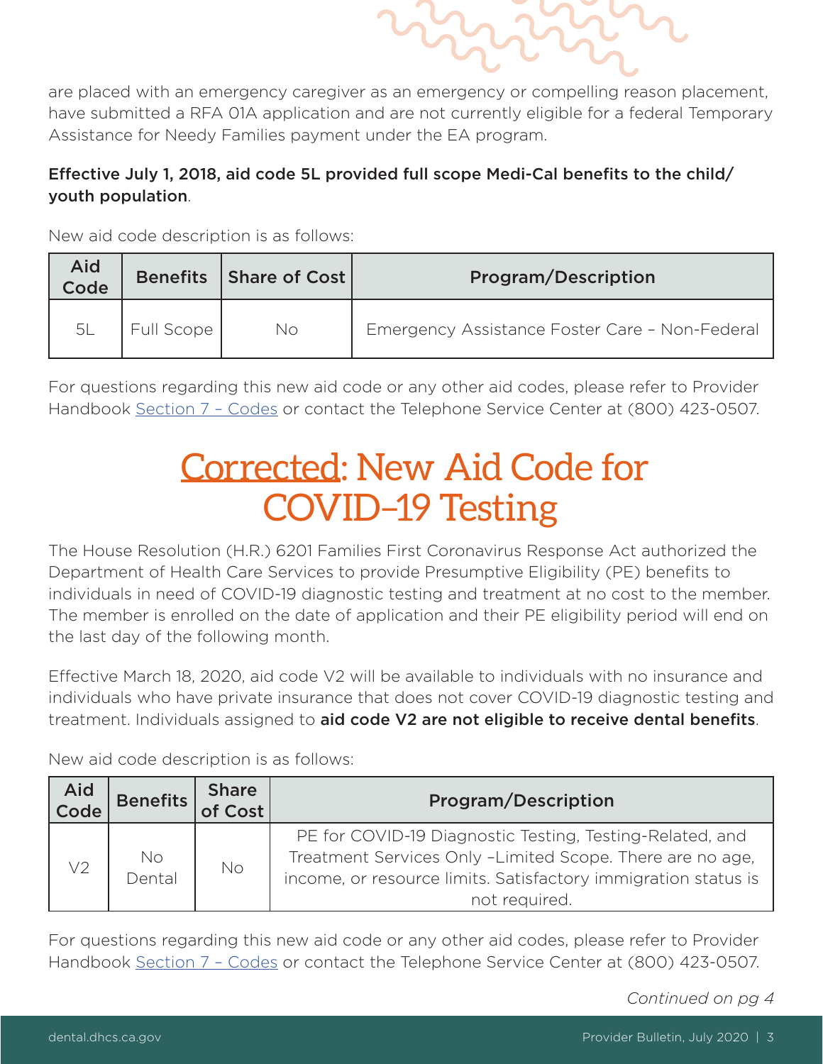are placed with an emergency caregiver as an emergency or compelling reason placement, have submitted a RFA 01A application and are not currently eligible for a federal Temporary Assistance for Needy Families payment under the EA program.

**Effective July 1, 2018, aid code 5L provided full scope Medi-Cal benefits to the child/youth population**.

New aid code description is as follows:

| Aid Code | Benefits | Share of Cost | Program/Description |
|---|---|---|---|
| 5L | Full Scope | No | Emergency Assistance Foster Care – Non-Federal |

For questions regarding this new aid code or any other aid codes, please refer to Provider Handbook Section 7 – Codes or contact the Telephone Service Center at (800) 423-0507.

# Corrected: New Aid Code for COVID-19 Testing

The House Resolution (H.R.) 6201 Families First Coronavirus Response Act authorized the Department of Health Care Services to provide Presumptive Eligibility (PE) benefits to individuals in need of COVID-19 diagnostic testing and treatment at no cost to the member. The member is enrolled on the date of application and their PE eligibility period will end on the last day of the following month.

Effective March 18, 2020, aid code V2 will be available to individuals with no insurance and individuals who have private insurance that does not cover COVID-19 diagnostic testing and treatment. Individuals assigned to **aid code V2 are not eligible to receive dental benefits**.

New aid code description is as follows:

| Aid Code | Benefits | Share of Cost | Program/Description |
|---|---|---|---|
| V2 | No Dental | No | PE for COVID-19 Diagnostic Testing, Testing-Related, and Treatment Services Only –Limited Scope. There are no age, income, or resource limits. Satisfactory immigration status is not required. |

For questions regarding this new aid code or any other aid codes, please refer to Provider Handbook Section 7 – Codes or contact the Telephone Service Center at (800) 423-0507.

*Continued on pg 4*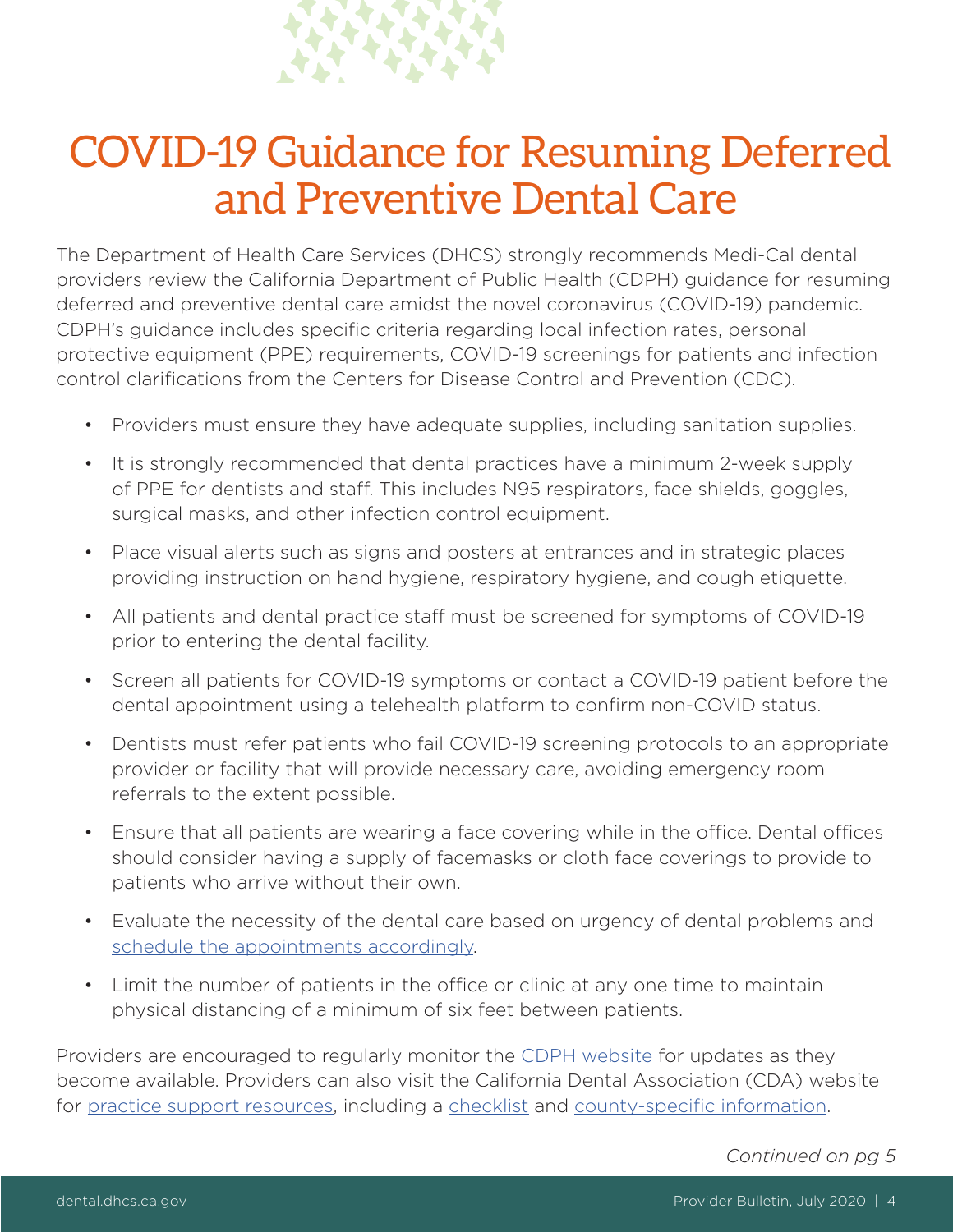# COVID-19 Guidance for Resuming Deferred and Preventive Dental Care

The Department of Health Care Services (DHCS) strongly recommends Medi-Cal dental providers review the California Department of Public Health (CDPH) guidance for resuming deferred and preventive dental care amidst the novel coronavirus (COVID-19) pandemic. CDPH's guidance includes specific criteria regarding local infection rates, personal protective equipment (PPE) requirements, COVID-19 screenings for patients and infection control clarifications from the Centers for Disease Control and Prevention (CDC).

- Providers must ensure they have adequate supplies, including sanitation supplies.
- It is strongly recommended that dental practices have a minimum 2-week supply of PPE for dentists and staff. This includes N95 respirators, face shields, goggles, surgical masks, and other infection control equipment.
- Place visual alerts such as signs and posters at entrances and in strategic places providing instruction on hand hygiene, respiratory hygiene, and cough etiquette.
- All patients and dental practice staff must be screened for symptoms of COVID-19 prior to entering the dental facility.
- Screen all patients for COVID-19 symptoms or contact a COVID-19 patient before the dental appointment using a telehealth platform to confirm non-COVID status.
- Dentists must refer patients who fail COVID-19 screening protocols to an appropriate provider or facility that will provide necessary care, avoiding emergency room referrals to the extent possible.
- Ensure that all patients are wearing a face covering while in the office. Dental offices should consider having a supply of facemasks or cloth face coverings to provide to patients who arrive without their own.
- Evaluate the necessity of the dental care based on urgency of dental problems and schedule the appointments accordingly.
- Limit the number of patients in the office or clinic at any one time to maintain physical distancing of a minimum of six feet between patients.

Providers are encouraged to regularly monitor the CDPH website for updates as they become available. Providers can also visit the California Dental Association (CDA) website for practice support resources, including a checklist and county-specific information.

*Continued on pg 5*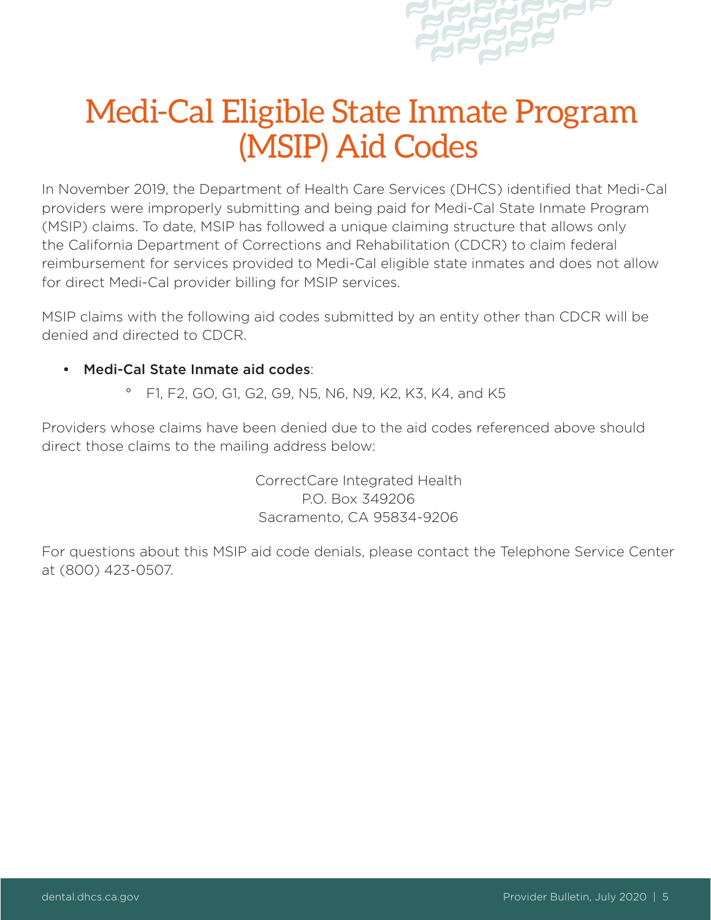# Medi-Cal Eligible State Inmate Program (MSIP) Aid Codes

In November 2019, the Department of Health Care Services (DHCS) identified that Medi-Cal providers were improperly submitting and being paid for Medi-Cal State Inmate Program (MSIP) claims. To date, MSIP has followed a unique claiming structure that allows only the California Department of Corrections and Rehabilitation (CDCR) to claim federal reimbursement for services provided to Medi-Cal eligible state inmates and does not allow for direct Medi-Cal provider billing for MSIP services.

MSIP claims with the following aid codes submitted by an entity other than CDCR will be denied and directed to CDCR.

- **Medi-Cal State Inmate aid codes**:
  - F1, F2, GO, G1, G2, G9, N5, N6, N9, K2, K3, K4, and K5

Providers whose claims have been denied due to the aid codes referenced above should direct those claims to the mailing address below:

CorrectCare Integrated Health
P.O. Box 349206
Sacramento, CA 95834-9206

For questions about this MSIP aid code denials, please contact the Telephone Service Center at (800) 423-0507.